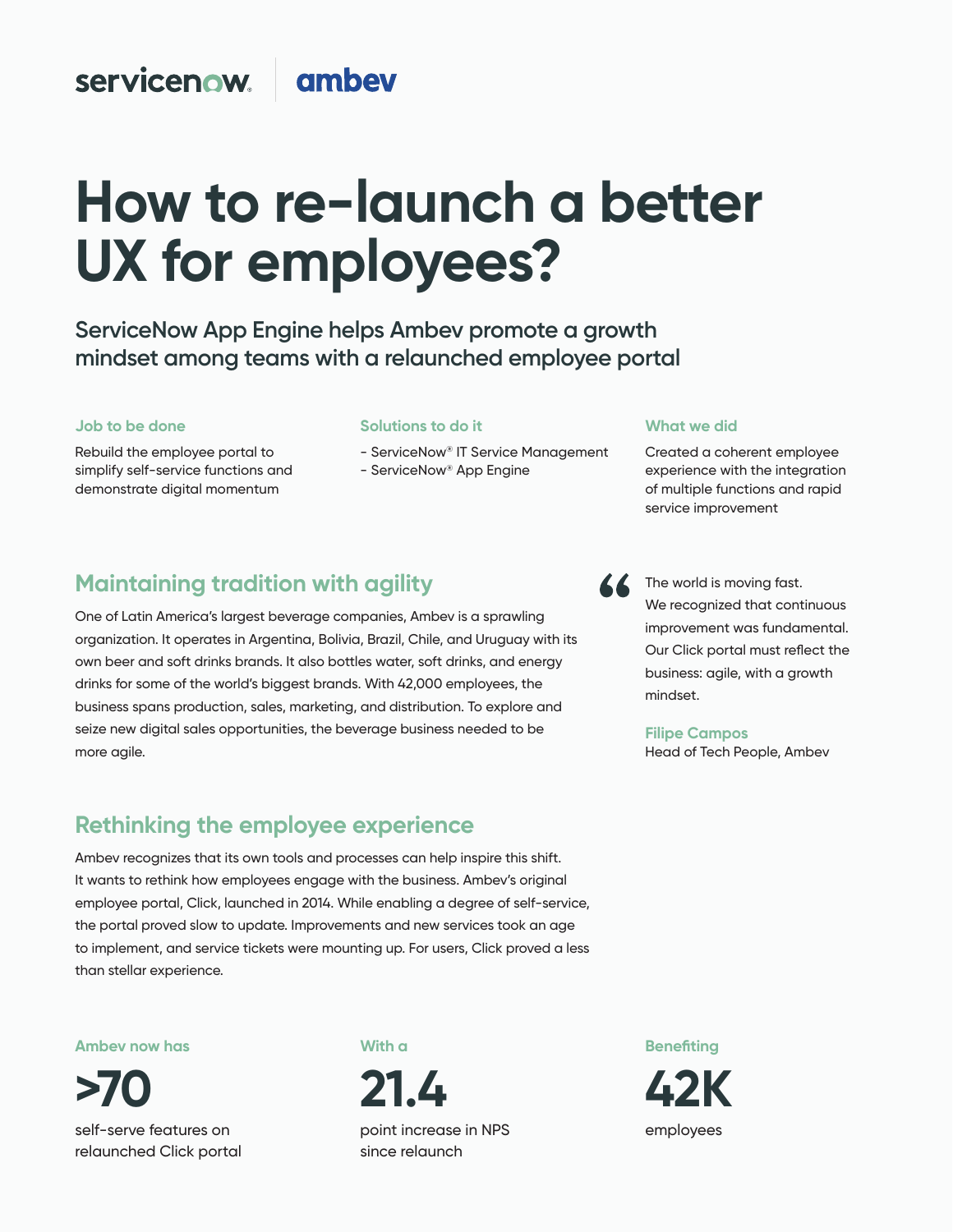servicenow | ambev

# How to re-launch a better UX for employees?

## ServiceNow App Engine helps Ambev promote a growth mindset among teams with a relaunched employee portal

**Job to be done**

Rebuild the employee portal to simplify self-service functions and demonstrate digital momentum

**Solutions to do it**

- ServiceNow® IT Service Management
- ServiceNow® App Engine

**What we did**

Created a coherent employee experience with the integration of multiple functions and rapid service improvement

## Maintaining tradition with agility

One of Latin America's largest beverage companies, Ambev is a sprawling organization. It operates in Argentina, Bolivia, Brazil, Chile, and Uruguay with its own beer and soft drinks brands. It also bottles water, soft drinks, and energy drinks for some of the world's biggest brands. With 42,000 employees, the business spans production, sales, marketing, and distribution. To explore and seize new digital sales opportunities, the beverage business needed to be more agile.

> “The world is moving fast. We recognized that continuous improvement was fundamental. Our Click portal must reflect the business: agile, with a growth mindset.
>
> **Filipe Campos**
> Head of Tech People, Ambev

## Rethinking the employee experience

Ambev recognizes that its own tools and processes can help inspire this shift. It wants to rethink how employees engage with the business. Ambev's original employee portal, Click, launched in 2014. While enabling a degree of self-service, the portal proved slow to update. Improvements and new services took an age to implement, and service tickets were mounting up. For users, Click proved a less than stellar experience.

**Ambev now has**

**>70**

self-serve features on relaunched Click portal

**With a**

**21.4**

point increase in NPS since relaunch

**Benefiting**

**42K**

employees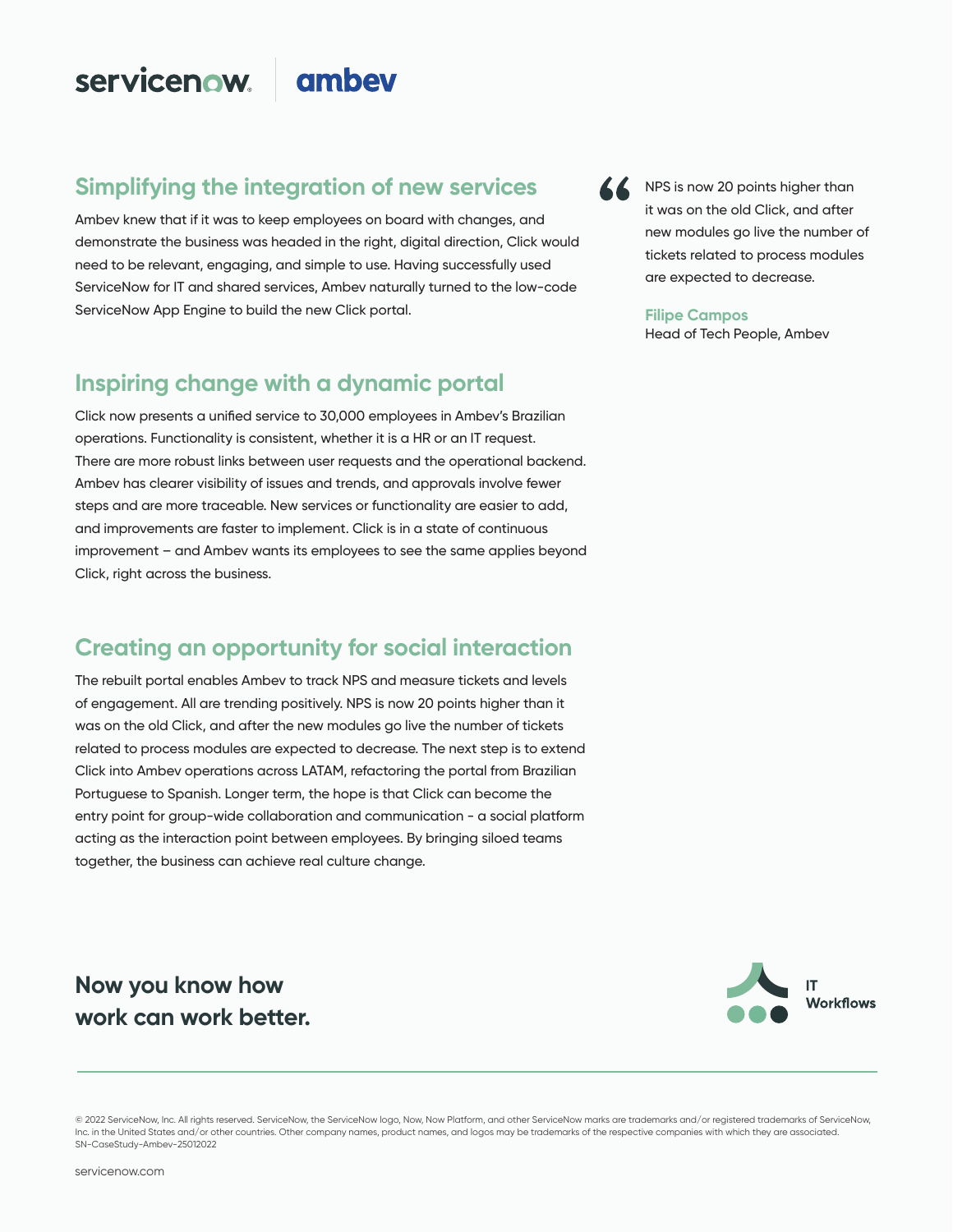## Simplifying the integration of new services

Ambev knew that if it was to keep employees on board with changes, and demonstrate the business was headed in the right, digital direction, Click would need to be relevant, engaging, and simple to use. Having successfully used ServiceNow for IT and shared services, Ambev naturally turned to the low-code ServiceNow App Engine to build the new Click portal.

> “NPS is now 20 points higher than it was on the old Click, and after new modules go live the number of tickets related to process modules are expected to decrease.
>
> **Filipe Campos**
> Head of Tech People, Ambev

## Inspiring change with a dynamic portal

Click now presents a unified service to 30,000 employees in Ambev's Brazilian operations. Functionality is consistent, whether it is a HR or an IT request. There are more robust links between user requests and the operational backend. Ambev has clearer visibility of issues and trends, and approvals involve fewer steps and are more traceable. New services or functionality are easier to add, and improvements are faster to implement. Click is in a state of continuous improvement – and Ambev wants its employees to see the same applies beyond Click, right across the business.

## Creating an opportunity for social interaction

The rebuilt portal enables Ambev to track NPS and measure tickets and levels of engagement. All are trending positively. NPS is now 20 points higher than it was on the old Click, and after the new modules go live the number of tickets related to process modules are expected to decrease. The next step is to extend Click into Ambev operations across LATAM, refactoring the portal from Brazilian Portuguese to Spanish. Longer term, the hope is that Click can become the entry point for group-wide collaboration and communication - a social platform acting as the interaction point between employees. By bringing siloed teams together, the business can achieve real culture change.

**Now you know how work can work better.**

IT Workflows

© 2022 ServiceNow, Inc. All rights reserved. ServiceNow, the ServiceNow logo, Now, Now Platform, and other ServiceNow marks are trademarks and/or registered trademarks of ServiceNow, Inc. in the United States and/or other countries. Other company names, product names, and logos may be trademarks of the respective companies with which they are associated.
SN-CaseStudy-Ambev-25012022

servicenow.com